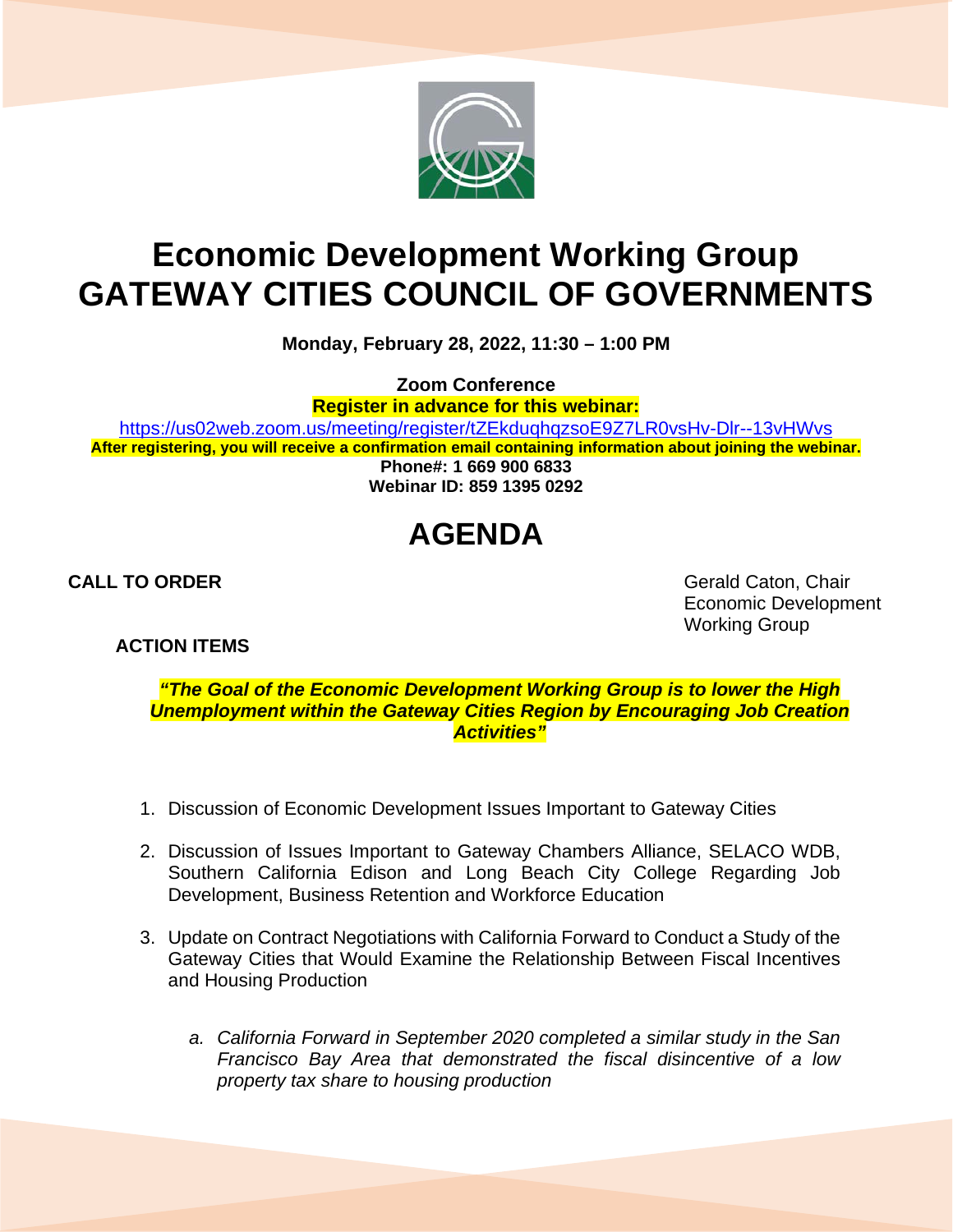# Economic Development Working Group
# GATEWAY CITIES COUNCIL OF GOVERNMENTS

**Monday, February 28, 2022, 11:30 – 1:00 PM**

**Zoom Conference**
**Register in advance for this webinar:**
https://us02web.zoom.us/meeting/register/tZEkduqhqzsoE9Z7LR0vsHv-Dlr--13vHWvs
**After registering, you will receive a confirmation email containing information about joining the webinar.**
**Phone#: 1 669 900 6833**
**Webinar ID: 859 1395 0292**

# AGENDA

**CALL TO ORDER**

Gerald Caton, Chair
Economic Development Working Group

**ACTION ITEMS**

***"The Goal of the Economic Development Working Group is to lower the High Unemployment within the Gateway Cities Region by Encouraging Job Creation Activities"***

1. Discussion of Economic Development Issues Important to Gateway Cities

2. Discussion of Issues Important to Gateway Chambers Alliance, SELACO WDB, Southern California Edison and Long Beach City College Regarding Job Development, Business Retention and Workforce Education

3. Update on Contract Negotiations with California Forward to Conduct a Study of the Gateway Cities that Would Examine the Relationship Between Fiscal Incentives and Housing Production

    a. *California Forward in September 2020 completed a similar study in the San Francisco Bay Area that demonstrated the fiscal disincentive of a low property tax share to housing production*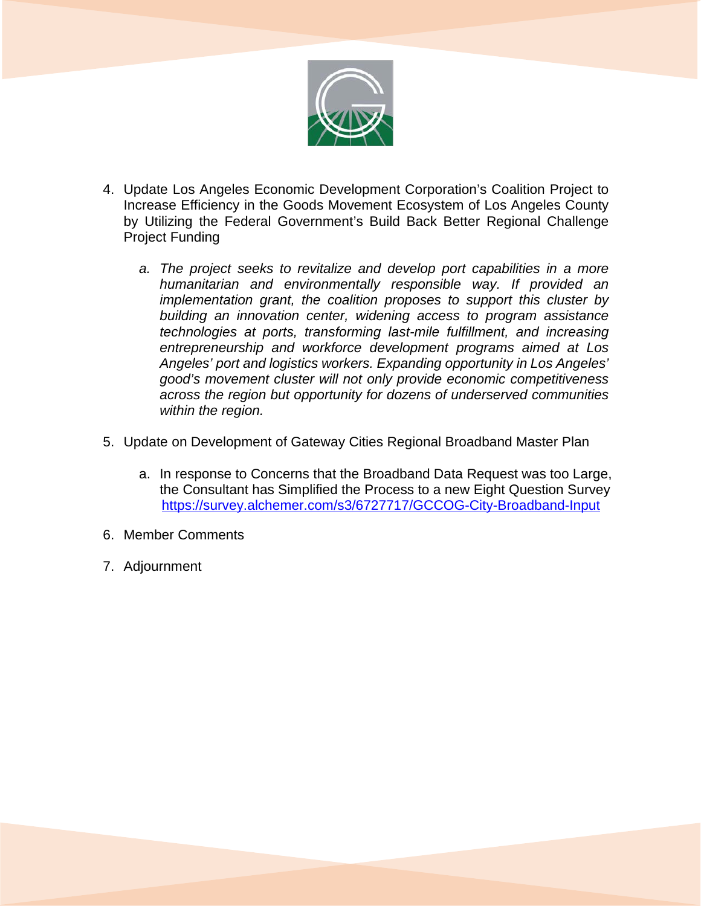4. Update Los Angeles Economic Development Corporation's Coalition Project to Increase Efficiency in the Goods Movement Ecosystem of Los Angeles County by Utilizing the Federal Government's Build Back Better Regional Challenge Project Funding

   *a. The project seeks to revitalize and develop port capabilities in a more humanitarian and environmentally responsible way. If provided an implementation grant, the coalition proposes to support this cluster by building an innovation center, widening access to program assistance technologies at ports, transforming last-mile fulfillment, and increasing entrepreneurship and workforce development programs aimed at Los Angeles' port and logistics workers. Expanding opportunity in Los Angeles' good's movement cluster will not only provide economic competitiveness across the region but opportunity for dozens of underserved communities within the region.*

5. Update on Development of Gateway Cities Regional Broadband Master Plan

   a. In response to Concerns that the Broadband Data Request was too Large, the Consultant has Simplified the Process to a new Eight Question Survey https://survey.alchemer.com/s3/6727717/GCCOG-City-Broadband-Input

6. Member Comments

7. Adjournment